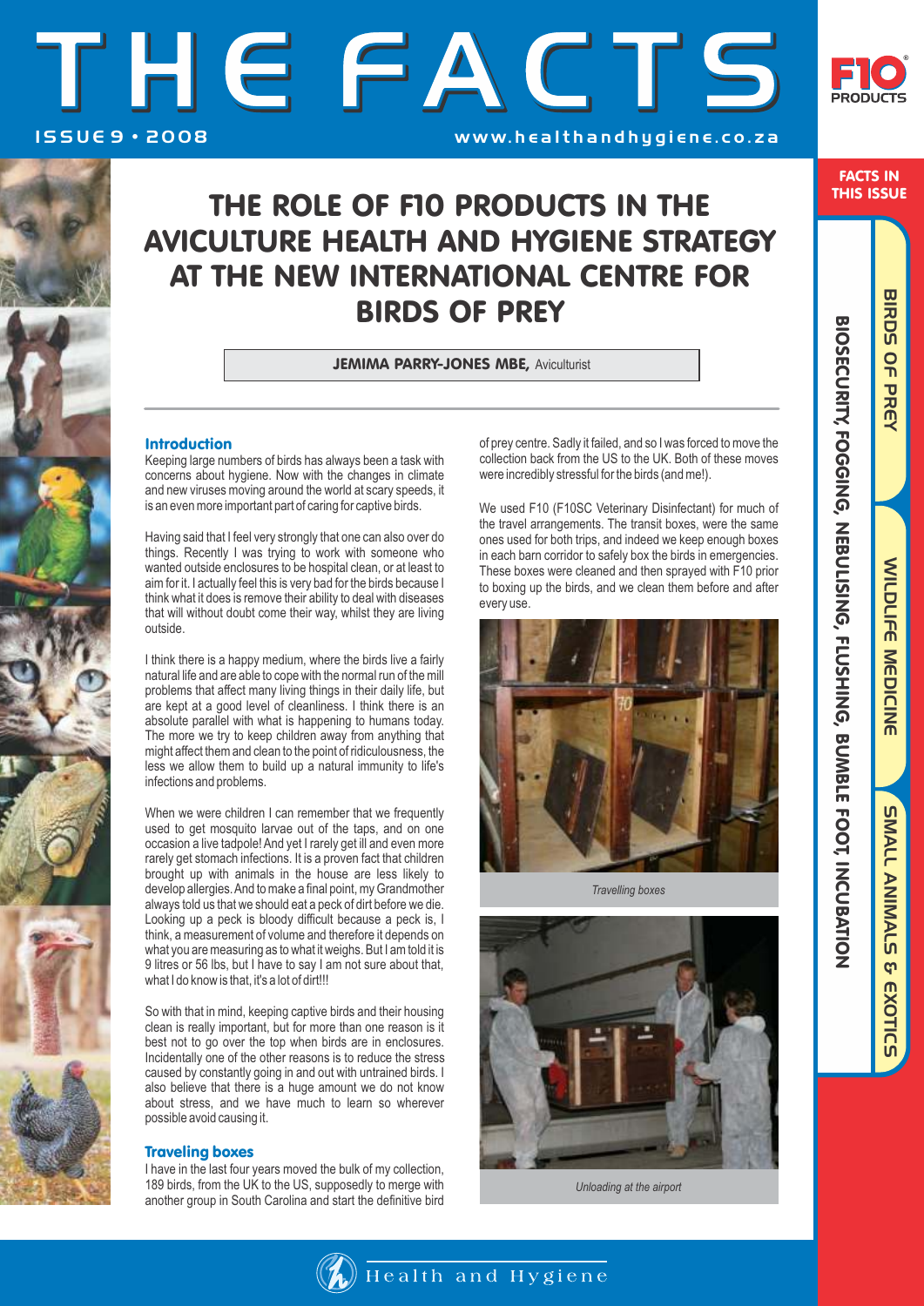# THE FACTS

ISSUE 9 • 2008

www.healthandhygiene.co.za

FACTS IN THIS ISSUE

BIRDS OF PREY | WILDLIFE MEDICINE | SMALL ANIMALS & EXOTICS

BIOSECURITY, FOGGING, NEBULISING, FLUSHING, BUMBLE FOOT, INCUBATION

## THE ROLE OF F10 PRODUCTS IN THE AVICULTURE HEALTH AND HYGIENE STRATEGY AT THE NEW INTERNATIONAL CENTRE FOR BIRDS OF PREY

**JEMIMA PARRY-JONES MBE,** Aviculturist

### Introduction

Keeping large numbers of birds has always been a task with concerns about hygiene. Now with the changes in climate and new viruses moving around the world at scary speeds, it is an even more important part of caring for captive birds.

Having said that I feel very strongly that one can also over do things. Recently I was trying to work with someone who wanted outside enclosures to be hospital clean, or at least to aim for it. I actually feel this is very bad for the birds because I think what it does is remove their ability to deal with diseases that will without doubt come their way, whilst they are living outside.

I think there is a happy medium, where the birds live a fairly natural life and are able to cope with the normal run of the mill problems that affect many living things in their daily life, but are kept at a good level of cleanliness. I think there is an absolute parallel with what is happening to humans today. The more we try to keep children away from anything that might affect them and clean to the point of ridiculousness, the less we allow them to build up a natural immunity to life's infections and problems.

When we were children I can remember that we frequently used to get mosquito larvae out of the taps, and on one occasion a live tadpole! And yet I rarely get ill and even more rarely get stomach infections. It is a proven fact that children brought up with animals in the house are less likely to develop allergies. And to make a final point, my Grandmother always told us that we should eat a peck of dirt before we die. Looking up a peck is bloody difficult because a peck is, I think, a measurement of volume and therefore it depends on what you are measuring as to what it weighs. But I am told it is 9 litres or 56 lbs, but I have to say I am not sure about that, what I do know is that, it's a lot of dirt!!!

So with that in mind, keeping captive birds and their housing clean is really important, but for more than one reason is it best not to go over the top when birds are in enclosures. Incidentally one of the other reasons is to reduce the stress caused by constantly going in and out with untrained birds. I also believe that there is a huge amount we do not know about stress, and we have much to learn so wherever possible avoid causing it.

### Traveling boxes

I have in the last four years moved the bulk of my collection, 189 birds, from the UK to the US, supposedly to merge with another group in South Carolina and start the definitive bird of prey centre. Sadly it failed, and so I was forced to move the collection back from the US to the UK. Both of these moves were incredibly stressful for the birds (and me!).

We used F10 (F10SC Veterinary Disinfectant) for much of the travel arrangements. The transit boxes, were the same ones used for both trips, and indeed we keep enough boxes in each barn corridor to safely box the birds in emergencies. These boxes were cleaned and then sprayed with F10 prior to boxing up the birds, and we clean them before and after every use.

*Travelling boxes*

*Unloading at the airport*

Health and Hygiene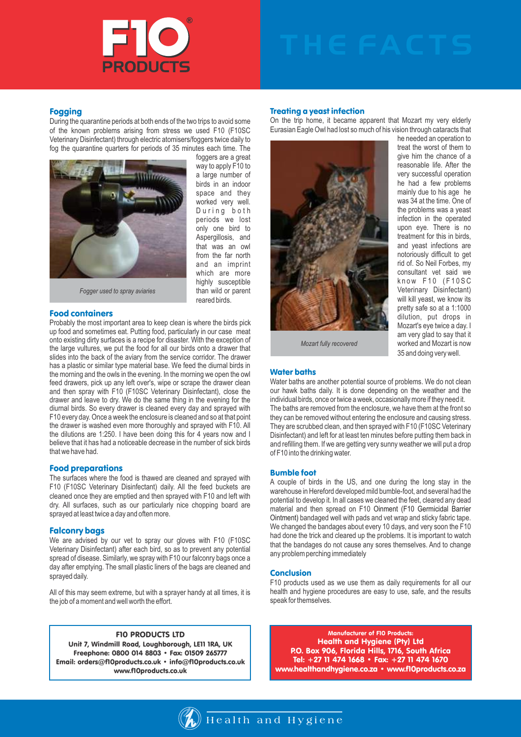# F10 PRODUCTS

# THE FACTS

## Fogging

During the quarantine periods at both ends of the two trips to avoid some of the known problems arising from stress we used F10 (F10SC Veterinary Disinfectant) through electric atomisers/foggers twice daily to fog the quarantine quarters for periods of 35 minutes each time. The foggers are a great way to apply F10 to a large number of birds in an indoor space and they worked very well. During both periods we lost only one bird to Aspergillosis, and that was an owl from the far north and an imprint which are more highly susceptible than wild or parent reared birds.

*Fogger used to spray aviaries*

## Food containers

Probably the most important area to keep clean is where the birds pick up food and sometimes eat. Putting food, particularly in our case meat onto existing dirty surfaces is a recipe for disaster. With the exception of the large vultures, we put the food for all our birds onto a drawer that slides into the back of the aviary from the service corridor. The drawer has a plastic or similar type material base. We feed the diurnal birds in the morning and the owls in the evening. In the morning we open the owl feed drawers, pick up any left over's, wipe or scrape the drawer clean and then spray with F10 (F10SC Veterinary Disinfectant), close the drawer and leave to dry. We do the same thing in the evening for the diurnal birds. So every drawer is cleaned every day and sprayed with F10 every day. Once a week the enclosure is cleaned and so at that point the drawer is washed even more thoroughly and sprayed with F10. All the dilutions are 1:250. I have been doing this for 4 years now and I believe that it has had a noticeable decrease in the number of sick birds that we have had.

## Food preparations

The surfaces where the food is thawed are cleaned and sprayed with F10 (F10SC Veterinary Disinfectant) daily. All the feed buckets are cleaned once they are emptied and then sprayed with F10 and left with dry. All surfaces, such as our particularly nice chopping board are sprayed at least twice a day and often more.

## Falconry bags

We are advised by our vet to spray our gloves with F10 (F10SC Veterinary Disinfectant) after each bird, so as to prevent any potential spread of disease. Similarly, we spray with F10 our falconry bags once a day after emptying. The small plastic liners of the bags are cleaned and sprayed daily.

All of this may seem extreme, but with a sprayer handy at all times, it is the job of a moment and well worth the effort.

## Treating a yeast infection

On the trip home, it became apparent that Mozart my very elderly Eurasian Eagle Owl had lost so much of his vision through cataracts that he needed an operation to treat the worst of them to give him the chance of a reasonable life. After the very successful operation he had a few problems mainly due to his age he was 34 at the time. One of the problems was a yeast infection in the operated upon eye. There is no treatment for this in birds, and yeast infections are notoriously difficult to get rid of. So Neil Forbes, my consultant vet said we know F10 (F10SC Veterinary Disinfectant) will kill yeast, we know its pretty safe so at a 1:1000 dilution, put drops in Mozart's eye twice a day. I am very glad to say that it worked and Mozart is now 35 and doing very well.

*Mozart fully recovered*

## Water baths

Water baths are another potential source of problems. We do not clean our hawk baths daily. It is done depending on the weather and the individual birds, once or twice a week, occasionally more if they need it. The baths are removed from the enclosure, we have them at the front so they can be removed without entering the enclosure and causing stress. They are scrubbed clean, and then sprayed with F10 (F10SC Veterinary Disinfectant) and left for at least ten minutes before putting them back in and refilling them. If we are getting very sunny weather we will put a drop of F10 into the drinking water.

## Bumble foot

A couple of birds in the US, and one during the long stay in the warehouse in Hereford developed mild bumble-foot, and several had the potential to develop it. In all cases we cleaned the feet, cleared any dead material and then spread on F10 Oinment (F10 Germicidal Barrier Ointment) bandaged well with pads and vet wrap and sticky fabric tape. We changed the bandages about every 10 days, and very soon the F10 had done the trick and cleared up the problems. It is important to watch that the bandages do not cause any sores themselves. And to change any problem perching immediately

## Conclusion

F10 products used as we use them as daily requirements for all our health and hygiene procedures are easy to use, safe, and the results speak for themselves.

**F10 PRODUCTS LTD**
**Unit 7, Windmill Road, Loughborough, LE11 1RA, UK**
**Freephone: 0800 014 8803 • Fax: 01509 265777**
**Email: orders@f10products.co.uk • info@f10products.co.uk**
**www.f10products.co.uk**

**Manufacturer of F10 Products:**
**Health and Hygiene (Pty) Ltd**
**P.O. Box 906, Florida Hills, 1716, South Africa**
**Tel: +27 11 474 1668 • Fax: +27 11 474 1670**
**www.healthandhygiene.co.za • www.f10products.co.za**

Health and Hygiene